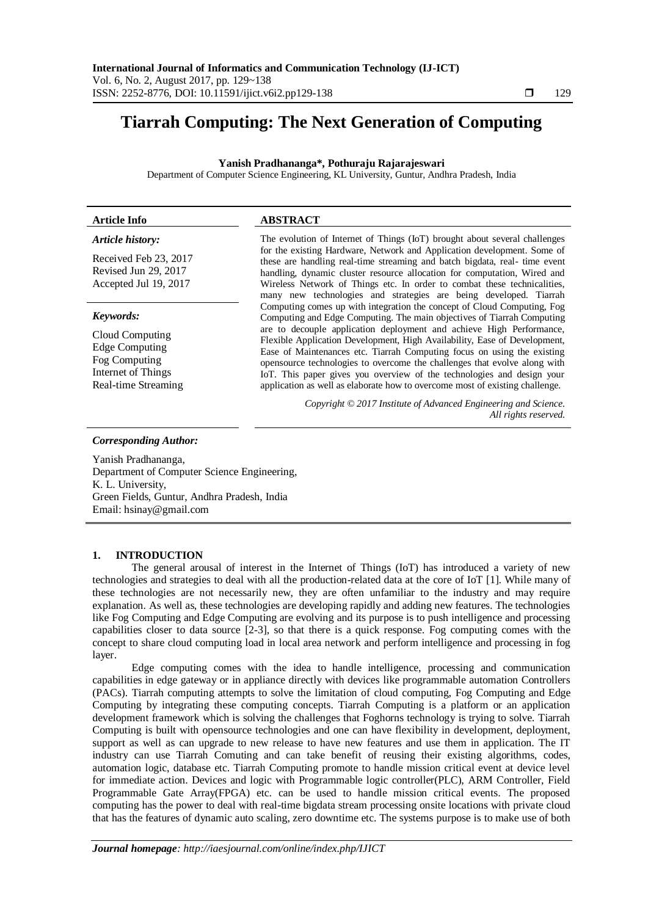# Tiarrah Computing: The Next Generation of Computing

**Yanish Pradhananga\*, Pothuraju Rajarajeswari**

Department of Computer Science Engineering, KL University, Guntur, Andhra Pradesh, India

**Article Info**

***Article history:***

Received Feb 23, 2017
Revised Jun 29, 2017
Accepted Jul 19, 2017

***Keywords:***

Cloud Computing
Edge Computing
Fog Computing
Internet of Things
Real-time Streaming

**ABSTRACT**

The evolution of Internet of Things (IoT) brought about several challenges for the existing Hardware, Network and Application development. Some of these are handling real-time streaming and batch bigdata, real- time event handling, dynamic cluster resource allocation for computation, Wired and Wireless Network of Things etc. In order to combat these technicalities, many new technologies and strategies are being developed. Tiarrah Computing comes up with integration the concept of Cloud Computing, Fog Computing and Edge Computing. The main objectives of Tiarrah Computing are to decouple application deployment and achieve High Performance, Flexible Application Development, High Availability, Ease of Development, Ease of Maintenances etc. Tiarrah Computing focus on using the existing opensource technologies to overcome the challenges that evolve along with IoT. This paper gives you overview of the technologies and design your application as well as elaborate how to overcome most of existing challenge.

*Copyright © 2017 Institute of Advanced Engineering and Science. All rights reserved.*

***Corresponding Author:***

Yanish Pradhananga,
Department of Computer Science Engineering,
K. L. University,
Green Fields, Guntur, Andhra Pradesh, India
Email: hsinay@gmail.com

## 1. INTRODUCTION

The general arousal of interest in the Internet of Things (IoT) has introduced a variety of new technologies and strategies to deal with all the production-related data at the core of IoT [1]. While many of these technologies are not necessarily new, they are often unfamiliar to the industry and may require explanation. As well as, these technologies are developing rapidly and adding new features. The technologies like Fog Computing and Edge Computing are evolving and its purpose is to push intelligence and processing capabilities closer to data source [2-3], so that there is a quick response. Fog computing comes with the concept to share cloud computing load in local area network and perform intelligence and processing in fog layer.

Edge computing comes with the idea to handle intelligence, processing and communication capabilities in edge gateway or in appliance directly with devices like programmable automation Controllers (PACs). Tiarrah computing attempts to solve the limitation of cloud computing, Fog Computing and Edge Computing by integrating these computing concepts. Tiarrah Computing is a platform or an application development framework which is solving the challenges that Foghorns technology is trying to solve. Tiarrah Computing is built with opensource technologies and one can have flexibility in development, deployment, support as well as can upgrade to new release to have new features and use them in application. The IT industry can use Tiarrah Comuting and can take benefit of reusing their existing algorithms, codes, automation logic, database etc. Tiarrah Computing promote to handle mission critical event at device level for immediate action. Devices and logic with Programmable logic controller(PLC), ARM Controller, Field Programmable Gate Array(FPGA) etc. can be used to handle mission critical events. The proposed computing has the power to deal with real-time bigdata stream processing onsite locations with private cloud that has the features of dynamic auto scaling, zero downtime etc. The systems purpose is to make use of both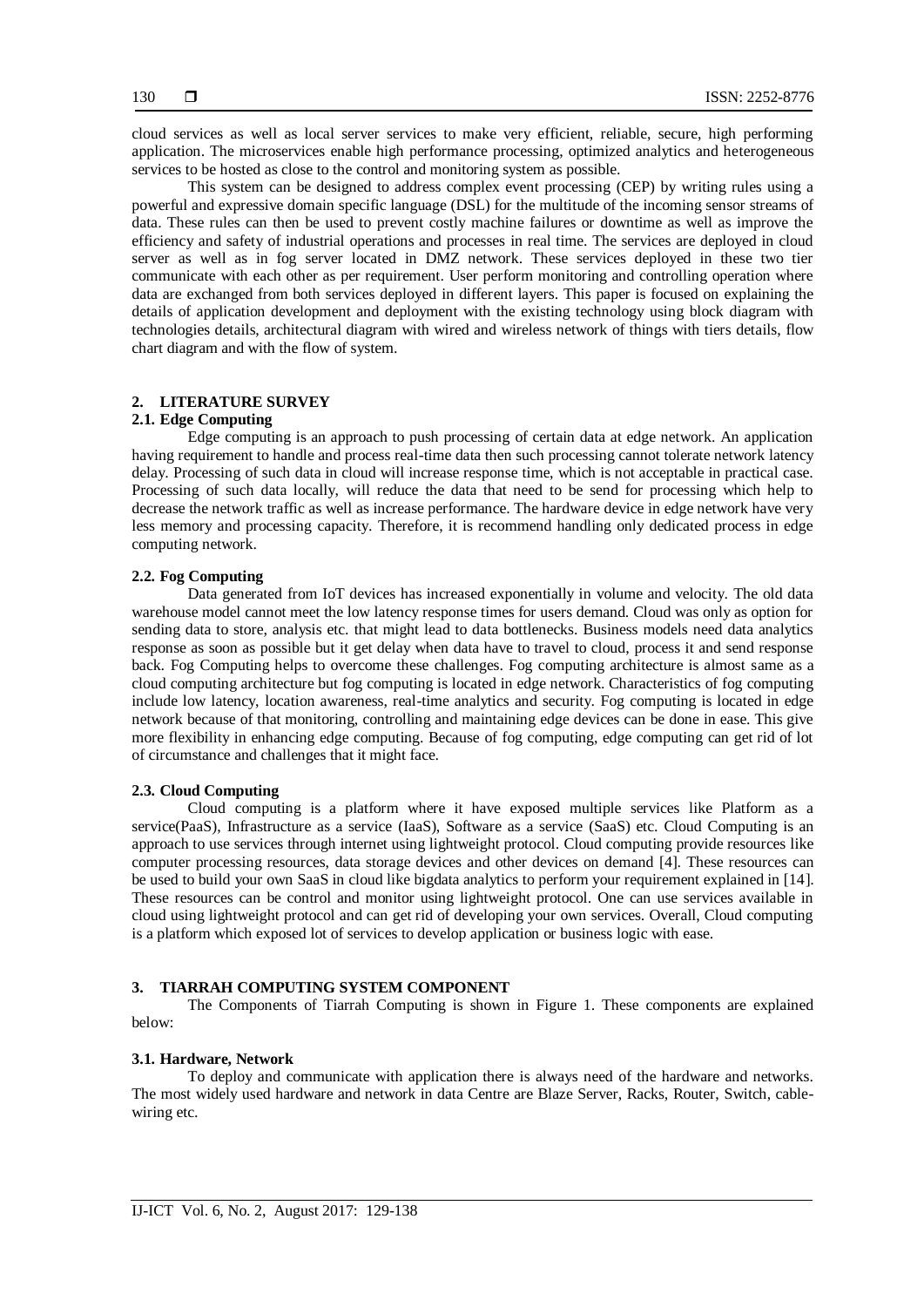cloud services as well as local server services to make very efficient, reliable, secure, high performing application. The microservices enable high performance processing, optimized analytics and heterogeneous services to be hosted as close to the control and monitoring system as possible.

This system can be designed to address complex event processing (CEP) by writing rules using a powerful and expressive domain specific language (DSL) for the multitude of the incoming sensor streams of data. These rules can then be used to prevent costly machine failures or downtime as well as improve the efficiency and safety of industrial operations and processes in real time. The services are deployed in cloud server as well as in fog server located in DMZ network. These services deployed in these two tier communicate with each other as per requirement. User perform monitoring and controlling operation where data are exchanged from both services deployed in different layers. This paper is focused on explaining the details of application development and deployment with the existing technology using block diagram with technologies details, architectural diagram with wired and wireless network of things with tiers details, flow chart diagram and with the flow of system.

## 2. LITERATURE SURVEY

### 2.1. Edge Computing

Edge computing is an approach to push processing of certain data at edge network. An application having requirement to handle and process real-time data then such processing cannot tolerate network latency delay. Processing of such data in cloud will increase response time, which is not acceptable in practical case. Processing of such data locally, will reduce the data that need to be send for processing which help to decrease the network traffic as well as increase performance. The hardware device in edge network have very less memory and processing capacity. Therefore, it is recommend handling only dedicated process in edge computing network.

### 2.2. Fog Computing

Data generated from IoT devices has increased exponentially in volume and velocity. The old data warehouse model cannot meet the low latency response times for users demand. Cloud was only as option for sending data to store, analysis etc. that might lead to data bottlenecks. Business models need data analytics response as soon as possible but it get delay when data have to travel to cloud, process it and send response back. Fog Computing helps to overcome these challenges. Fog computing architecture is almost same as a cloud computing architecture but fog computing is located in edge network. Characteristics of fog computing include low latency, location awareness, real-time analytics and security. Fog computing is located in edge network because of that monitoring, controlling and maintaining edge devices can be done in ease. This give more flexibility in enhancing edge computing. Because of fog computing, edge computing can get rid of lot of circumstance and challenges that it might face.

### 2.3. Cloud Computing

Cloud computing is a platform where it have exposed multiple services like Platform as a service(PaaS), Infrastructure as a service (IaaS), Software as a service (SaaS) etc. Cloud Computing is an approach to use services through internet using lightweight protocol. Cloud computing provide resources like computer processing resources, data storage devices and other devices on demand [4]. These resources can be used to build your own SaaS in cloud like bigdata analytics to perform your requirement explained in [14]. These resources can be control and monitor using lightweight protocol. One can use services available in cloud using lightweight protocol and can get rid of developing your own services. Overall, Cloud computing is a platform which exposed lot of services to develop application or business logic with ease.

## 3. TIARRAH COMPUTING SYSTEM COMPONENT

The Components of Tiarrah Computing is shown in Figure 1. These components are explained below:

### 3.1. Hardware, Network

To deploy and communicate with application there is always need of the hardware and networks. The most widely used hardware and network in data Centre are Blaze Server, Racks, Router, Switch, cable-wiring etc.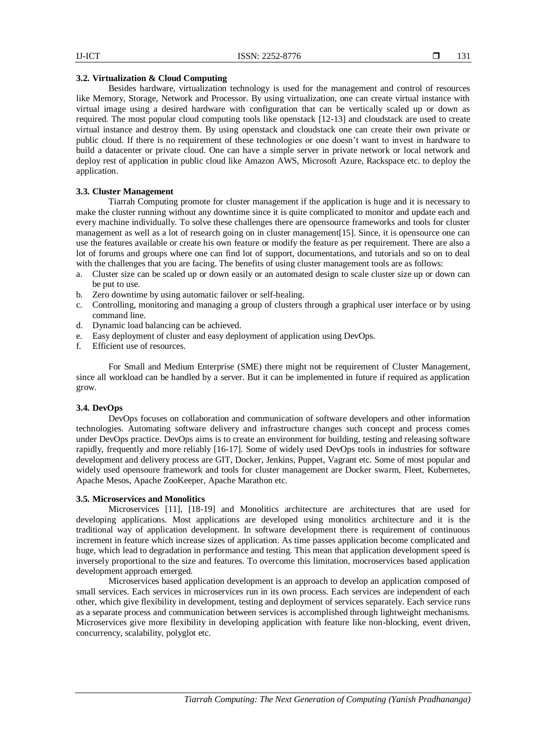### 3.2. Virtualization & Cloud Computing

Besides hardware, virtualization technology is used for the management and control of resources like Memory, Storage, Network and Processor. By using virtualization, one can create virtual instance with virtual image using a desired hardware with configuration that can be vertically scaled up or down as required. The most popular cloud computing tools like openstack [12-13] and cloudstack are used to create virtual instance and destroy them. By using openstack and cloudstack one can create their own private or public cloud. If there is no requirement of these technologies or one doesn't want to invest in hardware to build a datacenter or private cloud. One can have a simple server in private network or local network and deploy rest of application in public cloud like Amazon AWS, Microsoft Azure, Rackspace etc. to deploy the application.

### 3.3. Cluster Management

Tiarrah Computing promote for cluster management if the application is huge and it is necessary to make the cluster running without any downtime since it is quite complicated to monitor and update each and every machine individually. To solve these challenges there are opensource frameworks and tools for cluster management as well as a lot of research going on in cluster management[15]. Since, it is opensource one can use the features available or create his own feature or modify the feature as per requirement. There are also a lot of forums and groups where one can find lot of support, documentations, and tutorials and so on to deal with the challenges that you are facing. The benefits of using cluster management tools are as follows:

a. Cluster size can be scaled up or down easily or an automated design to scale cluster size up or down can be put to use.
b. Zero downtime by using automatic failover or self-healing.
c. Controlling, monitoring and managing a group of clusters through a graphical user interface or by using command line.
d. Dynamic load balancing can be achieved.
e. Easy deployment of cluster and easy deployment of application using DevOps.
f. Efficient use of resources.

For Small and Medium Enterprise (SME) there might not be requirement of Cluster Management, since all workload can be handled by a server. But it can be implemented in future if required as application grow.

### 3.4. DevOps

DevOps focuses on collaboration and communication of software developers and other information technologies. Automating software delivery and infrastructure changes such concept and process comes under DevOps practice. DevOps aims is to create an environment for building, testing and releasing software rapidly, frequently and more reliably [16-17]. Some of widely used DevOps tools in industries for software development and delivery process are GIT, Docker, Jenkins, Puppet, Vagrant etc. Some of most popular and widely used opensoure framework and tools for cluster management are Docker swarm, Fleet, Kubernetes, Apache Mesos, Apache ZooKeeper, Apache Marathon etc.

### 3.5. Microservices and Monolitics

Microservices [11], [18-19] and Monolitics architecture are architectures that are used for developing applications. Most applications are developed using monolitics architecture and it is the traditional way of application development. In software development there is requirement of continuous increment in feature which increase sizes of application. As time passes application become complicated and huge, which lead to degradation in performance and testing. This mean that application development speed is inversely proportional to the size and features. To overcome this limitation, mocroservices based application development approach emerged.

Microservices based application development is an approach to develop an application composed of small services. Each services in microservices run in its own process. Each services are independent of each other, which give flexibility in development, testing and deployment of services separately. Each service runs as a separate process and communication between services is accomplished through lightweight mechanisms. Microservices give more flexibility in developing application with feature like non-blocking, event driven, concurrency, scalability, polyglot etc.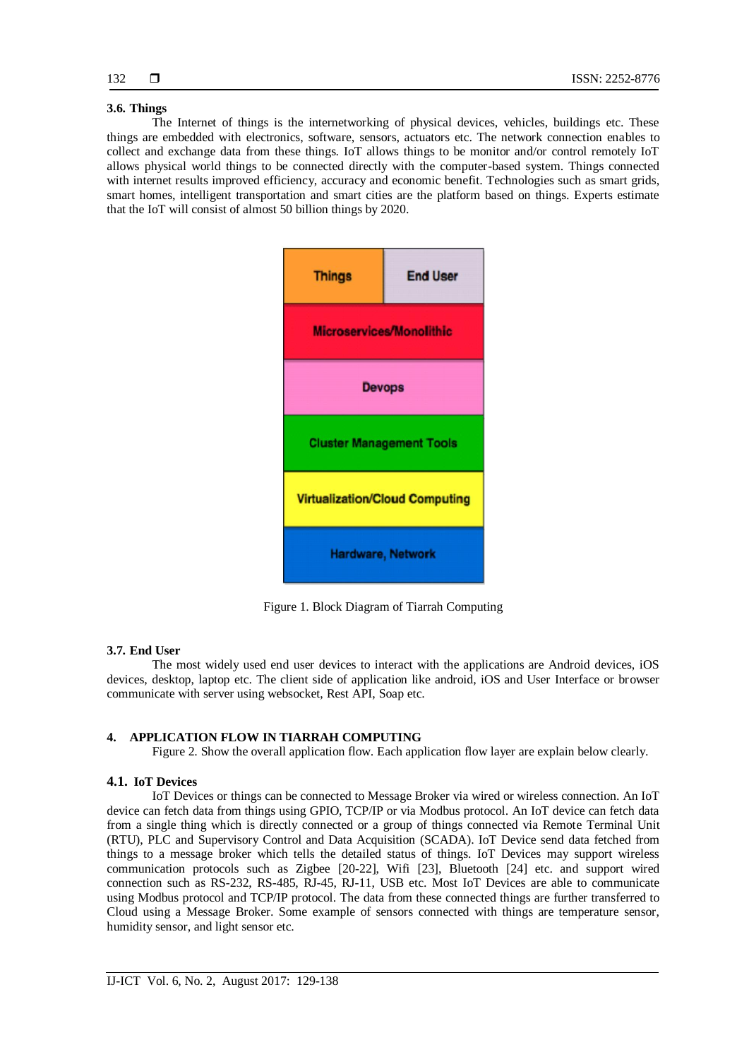### 3.6. Things

The Internet of things is the internetworking of physical devices, vehicles, buildings etc. These things are embedded with electronics, software, sensors, actuators etc. The network connection enables to collect and exchange data from these things. IoT allows things to be monitor and/or control remotely IoT allows physical world things to be connected directly with the computer-based system. Things connected with internet results improved efficiency, accuracy and economic benefit. Technologies such as smart grids, smart homes, intelligent transportation and smart cities are the platform based on things. Experts estimate that the IoT will consist of almost 50 billion things by 2020.

| Things | End User |
|---|---|
| Microservices/Monolithic | |
| Devops | |
| Cluster Management Tools | |
| Virtualization/Cloud Computing | |
| Hardware, Network | |

Figure 1. Block Diagram of Tiarrah Computing

### 3.7. End User

The most widely used end user devices to interact with the applications are Android devices, iOS devices, desktop, laptop etc. The client side of application like android, iOS and User Interface or browser communicate with server using websocket, Rest API, Soap etc.

## 4. APPLICATION FLOW IN TIARRAH COMPUTING

Figure 2. Show the overall application flow. Each application flow layer are explain below clearly.

### 4.1. IoT Devices

IoT Devices or things can be connected to Message Broker via wired or wireless connection. An IoT device can fetch data from things using GPIO, TCP/IP or via Modbus protocol. An IoT device can fetch data from a single thing which is directly connected or a group of things connected via Remote Terminal Unit (RTU), PLC and Supervisory Control and Data Acquisition (SCADA). IoT Device send data fetched from things to a message broker which tells the detailed status of things. IoT Devices may support wireless communication protocols such as Zigbee [20-22], Wifi [23], Bluetooth [24] etc. and support wired connection such as RS-232, RS-485, RJ-45, RJ-11, USB etc. Most IoT Devices are able to communicate using Modbus protocol and TCP/IP protocol. The data from these connected things are further transferred to Cloud using a Message Broker. Some example of sensors connected with things are temperature sensor, humidity sensor, and light sensor etc.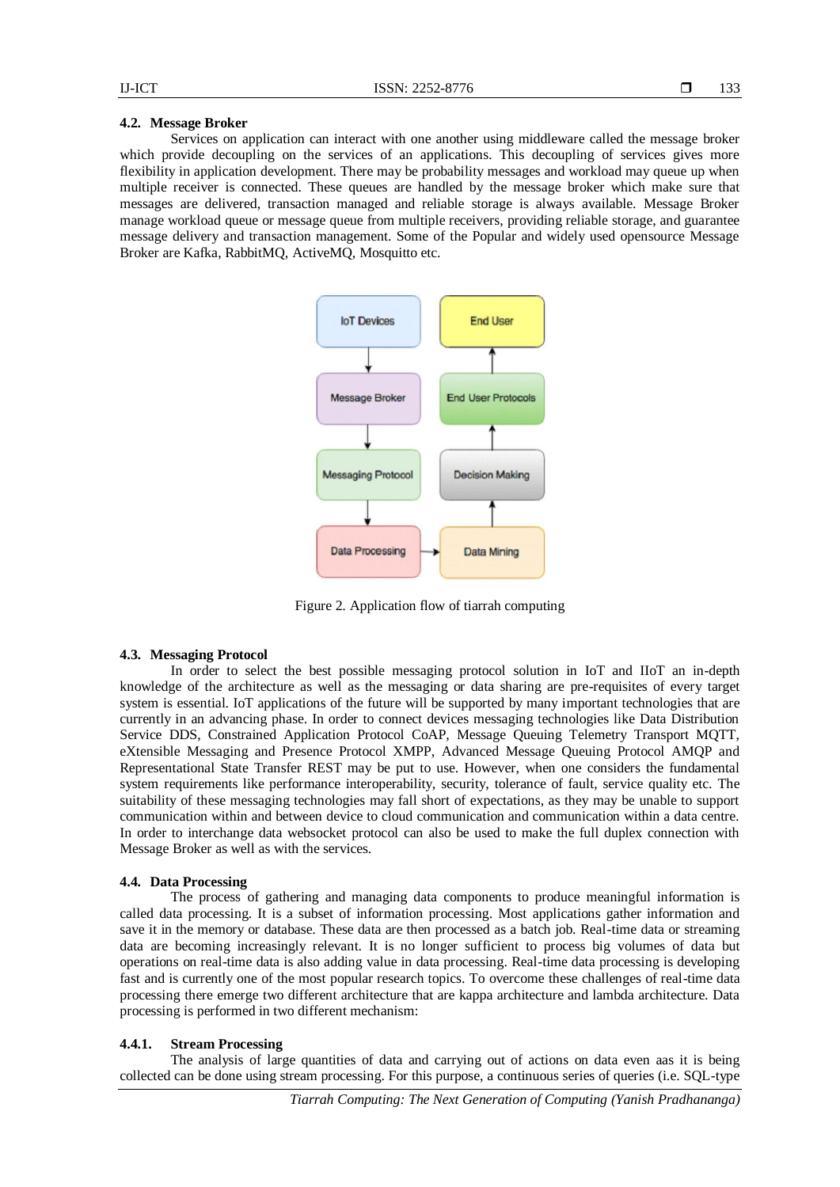### 4.2. Message Broker

Services on application can interact with one another using middleware called the message broker which provide decoupling on the services of an applications. This decoupling of services gives more flexibility in application development. There may be probability messages and workload may queue up when multiple receiver is connected. These queues are handled by the message broker which make sure that messages are delivered, transaction managed and reliable storage is always available. Message Broker manage workload queue or message queue from multiple receivers, providing reliable storage, and guarantee message delivery and transaction management. Some of the Popular and widely used opensource Message Broker are Kafka, RabbitMQ, ActiveMQ, Mosquitto etc.

Figure 2. Application flow of tiarrah computing

### 4.3. Messaging Protocol

In order to select the best possible messaging protocol solution in IoT and IIoT an in-depth knowledge of the architecture as well as the messaging or data sharing are pre-requisites of every target system is essential. IoT applications of the future will be supported by many important technologies that are currently in an advancing phase. In order to connect devices messaging technologies like Data Distribution Service DDS, Constrained Application Protocol CoAP, Message Queuing Telemetry Transport MQTT, eXtensible Messaging and Presence Protocol XMPP, Advanced Message Queuing Protocol AMQP and Representational State Transfer REST may be put to use. However, when one considers the fundamental system requirements like performance interoperability, security, tolerance of fault, service quality etc. The suitability of these messaging technologies may fall short of expectations, as they may be unable to support communication within and between device to cloud communication and communication within a data centre. In order to interchange data websocket protocol can also be used to make the full duplex connection with Message Broker as well as with the services.

### 4.4. Data Processing

The process of gathering and managing data components to produce meaningful information is called data processing. It is a subset of information processing. Most applications gather information and save it in the memory or database. These data are then processed as a batch job. Real-time data or streaming data are becoming increasingly relevant. It is no longer sufficient to process big volumes of data but operations on real-time data is also adding value in data processing. Real-time data processing is developing fast and is currently one of the most popular research topics. To overcome these challenges of real-time data processing there emerge two different architecture that are kappa architecture and lambda architecture. Data processing is performed in two different mechanism:

#### 4.4.1. Stream Processing

The analysis of large quantities of data and carrying out of actions on data even aas it is being collected can be done using stream processing. For this purpose, a continuous series of queries (i.e. SQL-type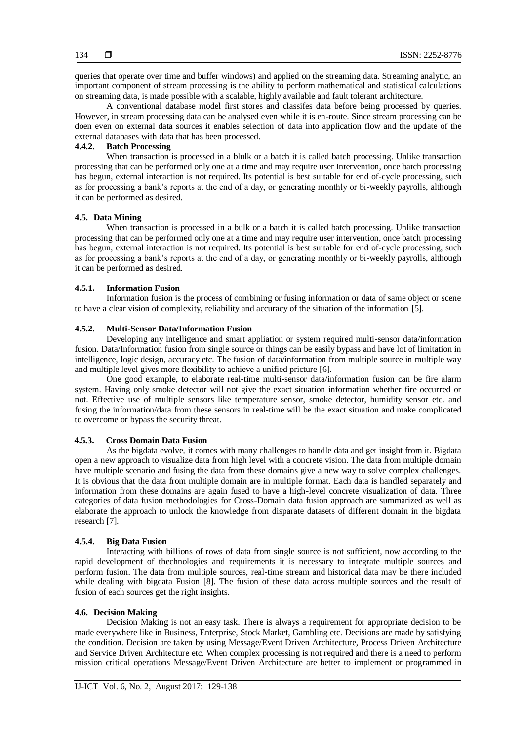queries that operate over time and buffer windows) and applied on the streaming data. Streaming analytic, an important component of stream processing is the ability to perform mathematical and statistical calculations on streaming data, is made possible with a scalable, highly available and fault tolerant architecture.

A conventional database model first stores and classifes data before being processed by queries. However, in stream processing data can be analysed even while it is en-route. Since stream processing can be doen even on external data sources it enables selection of data into application flow and the update of the external databases with data that has been processed.

#### 4.4.2. Batch Processing

When transaction is processed in a blulk or a batch it is called batch processing. Unlike transaction processing that can be performed only one at a time and may require user intervention, once batch processing has begun, external interaction is not required. Its potential is best suitable for end of-cycle processing, such as for processing a bank's reports at the end of a day, or generating monthly or bi-weekly payrolls, although it can be performed as desired.

### 4.5. Data Mining

When transaction is processed in a bulk or a batch it is called batch processing. Unlike transaction processing that can be performed only one at a time and may require user intervention, once batch processing has begun, external interaction is not required. Its potential is best suitable for end of-cycle processing, such as for processing a bank's reports at the end of a day, or generating monthly or bi-weekly payrolls, although it can be performed as desired.

#### 4.5.1. Information Fusion

Information fusion is the process of combining or fusing information or data of same object or scene to have a clear vision of complexity, reliability and accuracy of the situation of the information [5].

#### 4.5.2. Multi-Sensor Data/Information Fusion

Developing any intelligence and smart appliation or system required multi-sensor data/information fusion. Data/Information fusion from single source or things can be easily bypass and have lot of limitation in intelligence, logic design, accuracy etc. The fusion of data/information from multiple source in multiple way and multiple level gives more flexibility to achieve a unified picrture [6].

One good example, to elaborate real-time multi-sensor data/information fusion can be fire alarm system. Having only smoke detector will not give the exact situation information whether fire occurred or not. Effective use of multiple sensors like temperature sensor, smoke detector, humidity sensor etc. and fusing the information/data from these sensors in real-time will be the exact situation and make complicated to overcome or bypass the security threat.

#### 4.5.3. Cross Domain Data Fusion

As the bigdata evolve, it comes with many challenges to handle data and get insight from it. Bigdata open a new approach to visualize data from high level with a concrete vision. The data from multiple domain have multiple scenario and fusing the data from these domains give a new way to solve complex challenges. It is obvious that the data from multiple domain are in multiple format. Each data is handled separately and information from these domains are again fused to have a high-level concrete visualization of data. Three categories of data fusion methodologies for Cross-Domain data fusion approach are summarized as well as elaborate the approach to unlock the knowledge from disparate datasets of different domain in the bigdata research [7].

#### 4.5.4. Big Data Fusion

Interacting with billions of rows of data from single source is not sufficient, now according to the rapid development of thechnologies and requirements it is necessary to integrate multiple sources and perform fusion. The data from multiple sources, real-time stream and historical data may be there included while dealing with bigdata Fusion [8]. The fusion of these data across multiple sources and the result of fusion of each sources get the right insights.

### 4.6. Decision Making

Decision Making is not an easy task. There is always a requirement for appropriate decision to be made everywhere like in Business, Enterprise, Stock Market, Gambling etc. Decisions are made by satisfying the condition. Decision are taken by using Message/Event Driven Architecture, Process Driven Architecture and Service Driven Architecture etc. When complex processing is not required and there is a need to perform mission critical operations Message/Event Driven Architecture are better to implement or programmed in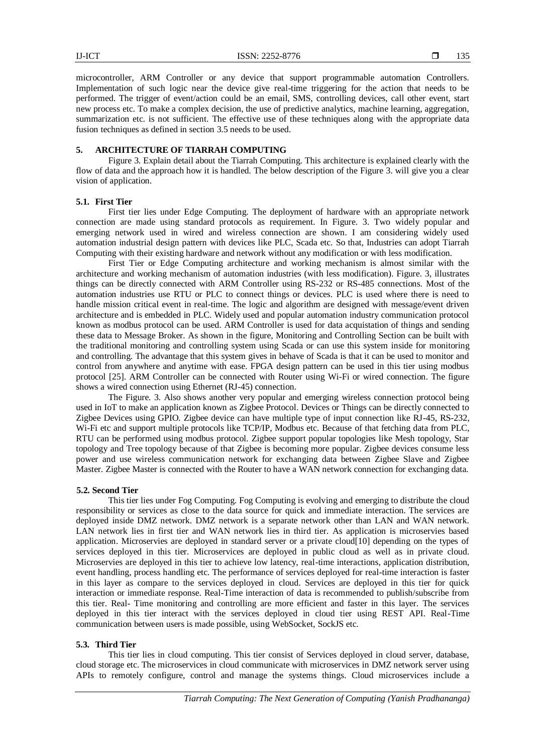microcontroller, ARM Controller or any device that support programmable automation Controllers. Implementation of such logic near the device give real-time triggering for the action that needs to be performed. The trigger of event/action could be an email, SMS, controlling devices, call other event, start new process etc. To make a complex decision, the use of predictive analytics, machine learning, aggregation, summarization etc. is not sufficient. The effective use of these techniques along with the appropriate data fusion techniques as defined in section 3.5 needs to be used.

## 5. ARCHITECTURE OF TIARRAH COMPUTING

Figure 3. Explain detail about the Tiarrah Computing. This architecture is explained clearly with the flow of data and the approach how it is handled. The below description of the Figure 3. will give you a clear vision of application.

### 5.1. First Tier

First tier lies under Edge Computing. The deployment of hardware with an appropriate network connection are made using standard protocols as requirement. In Figure. 3. Two widely popular and emerging network used in wired and wireless connection are shown. I am considering widely used automation industrial design pattern with devices like PLC, Scada etc. So that, Industries can adopt Tiarrah Computing with their existing hardware and network without any modification or with less modification.

First Tier or Edge Computing architecture and working mechanism is almost similar with the architecture and working mechanism of automation industries (with less modification). Figure. 3, illustrates things can be directly connected with ARM Controller using RS-232 or RS-485 connections. Most of the automation industries use RTU or PLC to connect things or devices. PLC is used where there is need to handle mission critical event in real-time. The logic and algorithm are designed with message/event driven architecture and is embedded in PLC. Widely used and popular automation industry communication protocol known as modbus protocol can be used. ARM Controller is used for data acquistation of things and sending these data to Message Broker. As shown in the figure, Monitoring and Controlling Section can be built with the traditional monitoring and controlling system using Scada or can use this system inside for monitoring and controlling. The advantage that this system gives in behave of Scada is that it can be used to monitor and control from anywhere and anytime with ease. FPGA design pattern can be used in this tier using modbus protocol [25]. ARM Controller can be connected with Router using Wi-Fi or wired connection. The figure shows a wired connection using Ethernet (RJ-45) connection.

The Figure. 3. Also shows another very popular and emerging wireless connection protocol being used in IoT to make an application known as Zigbee Protocol. Devices or Things can be directly connected to Zigbee Devices using GPIO. Zigbee device can have multiple type of input connection like RJ-45, RS-232, Wi-Fi etc and support multiple protocols like TCP/IP, Modbus etc. Because of that fetching data from PLC, RTU can be performed using modbus protocol. Zigbee support popular topologies like Mesh topology, Star topology and Tree topology because of that Zigbee is becoming more popular. Zigbee devices consume less power and use wireless communication network for exchanging data between Zigbee Slave and Zigbee Master. Zigbee Master is connected with the Router to have a WAN network connection for exchanging data.

### 5.2. Second Tier

This tier lies under Fog Computing. Fog Computing is evolving and emerging to distribute the cloud responsibility or services as close to the data source for quick and immediate interaction. The services are deployed inside DMZ network. DMZ network is a separate network other than LAN and WAN network. LAN network lies in first tier and WAN network lies in third tier. As application is microservies based application. Microservies are deployed in standard server or a private cloud[10] depending on the types of services deployed in this tier. Microservices are deployed in public cloud as well as in private cloud. Microservies are deployed in this tier to achieve low latency, real-time interactions, application distribution, event handling, process handling etc. The performance of services deployed for real-time interaction is faster in this layer as compare to the services deployed in cloud. Services are deployed in this tier for quick interaction or immediate response. Real-Time interaction of data is recommended to publish/subscribe from this tier. Real- Time monitoring and controlling are more efficient and faster in this layer. The services deployed in this tier interact with the services deployed in cloud tier using REST API. Real-Time communication between users is made possible, using WebSocket, SockJS etc.

### 5.3. Third Tier

This tier lies in cloud computing. This tier consist of Services deployed in cloud server, database, cloud storage etc. The microservices in cloud communicate with microservices in DMZ network server using APIs to remotely configure, control and manage the systems things. Cloud microservices include a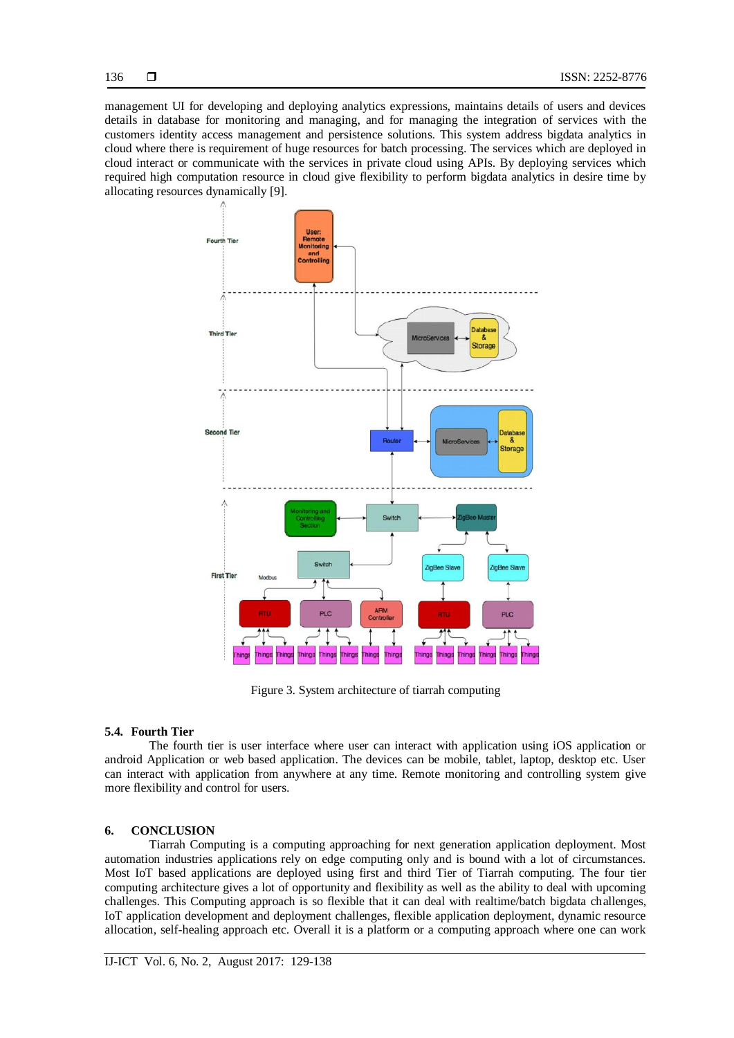management UI for developing and deploying analytics expressions, maintains details of users and devices details in database for monitoring and managing, and for managing the integration of services with the customers identity access management and persistence solutions. This system address bigdata analytics in cloud where there is requirement of huge resources for batch processing. The services which are deployed in cloud interact or communicate with the services in private cloud using APIs. By deploying services which required high computation resource in cloud give flexibility to perform bigdata analytics in desire time by allocating resources dynamically [9].

Figure 3. System architecture of tiarrah computing

### 5.4. Fourth Tier

The fourth tier is user interface where user can interact with application using iOS application or android Application or web based application. The devices can be mobile, tablet, laptop, desktop etc. User can interact with application from anywhere at any time. Remote monitoring and controlling system give more flexibility and control for users.

## 6. CONCLUSION

Tiarrah Computing is a computing approaching for next generation application deployment. Most automation industries rely on edge computing only and is bound with a lot of circumstances. Most IoT based applications are deployed using first and third Tier of Tiarrah computing. The four tier computing architecture gives a lot of opportunity and flexibility as well as the ability to deal with upcoming challenges. This Computing approach is so flexible that it can deal with realtime/batch bigdata challenges, IoT application development and deployment challenges, flexible application deployment, dynamic resource allocation, self-healing approach etc. Overall it is a platform or a computing approach where one can work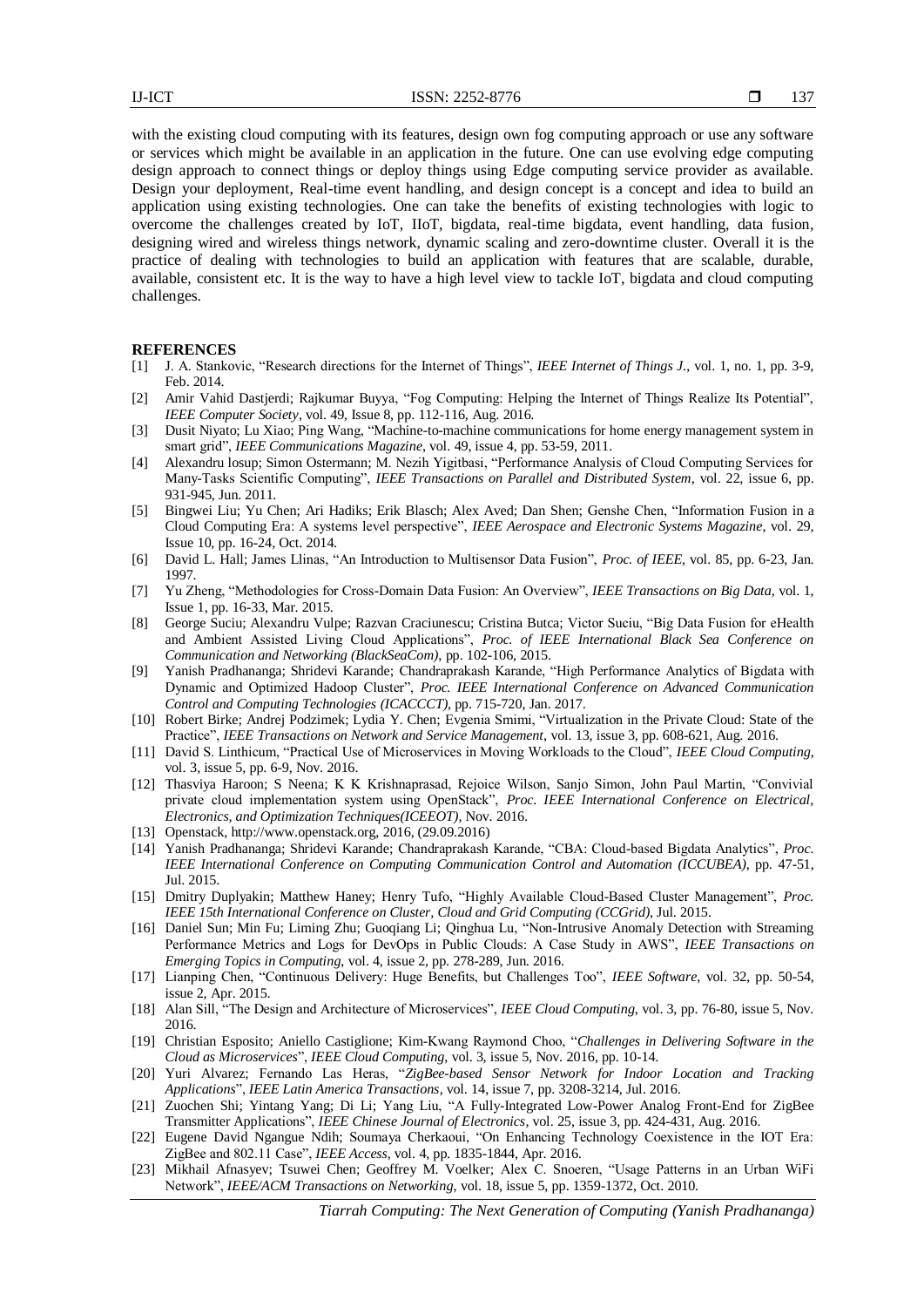with the existing cloud computing with its features, design own fog computing approach or use any software or services which might be available in an application in the future. One can use evolving edge computing design approach to connect things or deploy things using Edge computing service provider as available. Design your deployment, Real-time event handling, and design concept is a concept and idea to build an application using existing technologies. One can take the benefits of existing technologies with logic to overcome the challenges created by IoT, IIoT, bigdata, real-time bigdata, event handling, data fusion, designing wired and wireless things network, dynamic scaling and zero-downtime cluster. Overall it is the practice of dealing with technologies to build an application with features that are scalable, durable, available, consistent etc. It is the way to have a high level view to tackle IoT, bigdata and cloud computing challenges.

## REFERENCES

[1] J. A. Stankovic, "Research directions for the Internet of Things", *IEEE Internet of Things J.*, vol. 1, no. 1, pp. 3-9, Feb. 2014.

[2] Amir Vahid Dastjerdi; Rajkumar Buyya, "Fog Computing: Helping the Internet of Things Realize Its Potential", *IEEE Computer Society*, vol. 49, Issue 8, pp. 112-116, Aug. 2016.

[3] Dusit Niyato; Lu Xiao; Ping Wang, "Machine-to-machine communications for home energy management system in smart grid", *IEEE Communications Magazine*, vol. 49, issue 4, pp. 53-59, 2011.

[4] Alexandru losup; Simon Ostermann; M. Nezih Yigitbasi, "Performance Analysis of Cloud Computing Services for Many-Tasks Scientific Computing", *IEEE Transactions on Parallel and Distributed System*, vol. 22, issue 6, pp. 931-945, Jun. 2011.

[5] Bingwei Liu; Yu Chen; Ari Hadiks; Erik Blasch; Alex Aved; Dan Shen; Genshe Chen, "Information Fusion in a Cloud Computing Era: A systems level perspective", *IEEE Aerospace and Electronic Systems Magazine*, vol. 29, Issue 10, pp. 16-24, Oct. 2014.

[6] David L. Hall; James Llinas, "An Introduction to Multisensor Data Fusion", *Proc. of IEEE*, vol. 85, pp. 6-23, Jan. 1997.

[7] Yu Zheng, "Methodologies for Cross-Domain Data Fusion: An Overview", *IEEE Transactions on Big Data*, vol. 1, Issue 1, pp. 16-33, Mar. 2015.

[8] George Suciu; Alexandru Vulpe; Razvan Craciunescu; Cristina Butca; Victor Suciu, "Big Data Fusion for eHealth and Ambient Assisted Living Cloud Applications", *Proc. of IEEE International Black Sea Conference on Communication and Networking (BlackSeaCom)*, pp. 102-106, 2015.

[9] Yanish Pradhananga; Shridevi Karande; Chandraprakash Karande, "High Performance Analytics of Bigdata with Dynamic and Optimized Hadoop Cluster", *Proc. IEEE International Conference on Advanced Communication Control and Computing Technologies (ICACCCT)*, pp. 715-720, Jan. 2017.

[10] Robert Birke; Andrej Podzimek; Lydia Y. Chen; Evgenia Smimi, "Virtualization in the Private Cloud: State of the Practice", *IEEE Transactions on Network and Service Management*, vol. 13, issue 3, pp. 608-621, Aug. 2016.

[11] David S. Linthicum, "Practical Use of Microservices in Moving Workloads to the Cloud", *IEEE Cloud Computing*, vol. 3, issue 5, pp. 6-9, Nov. 2016.

[12] Thasviya Haroon; S Neena; K K Krishnaprasad, Rejoice Wilson, Sanjo Simon, John Paul Martin, "Convivial private cloud implementation system using OpenStack", *Proc. IEEE International Conference on Electrical, Electronics, and Optimization Techniques(ICEEOT)*, Nov. 2016.

[13] Openstack, http://www.openstack.org, 2016, (29.09.2016)

[14] Yanish Pradhananga; Shridevi Karande; Chandraprakash Karande, "CBA: Cloud-based Bigdata Analytics", *Proc. IEEE International Conference on Computing Communication Control and Automation (ICCUBEA)*, pp. 47-51, Jul. 2015.

[15] Dmitry Duplyakin; Matthew Haney; Henry Tufo, "Highly Available Cloud-Based Cluster Management", *Proc. IEEE 15th International Conference on Cluster, Cloud and Grid Computing (CCGrid)*, Jul. 2015.

[16] Daniel Sun; Min Fu; Liming Zhu; Guoqiang Li; Qinghua Lu, "Non-Intrusive Anomaly Detection with Streaming Performance Metrics and Logs for DevOps in Public Clouds: A Case Study in AWS", *IEEE Transactions on Emerging Topics in Computing*, vol. 4, issue 2, pp. 278-289, Jun. 2016.

[17] Lianping Chen, "Continuous Delivery: Huge Benefits, but Challenges Too", *IEEE Software*, vol. 32, pp. 50-54, issue 2, Apr. 2015.

[18] Alan Sill, "The Design and Architecture of Microservices", *IEEE Cloud Computing*, vol. 3, pp. 76-80, issue 5, Nov. 2016.

[19] Christian Esposito; Aniello Castiglione; Kim-Kwang Raymond Choo, "*Challenges in Delivering Software in the Cloud as Microservices*", *IEEE Cloud Computing*, vol. 3, issue 5, Nov. 2016, pp. 10-14.

[20] Yuri Alvarez; Fernando Las Heras, "*ZigBee-based Sensor Network for Indoor Location and Tracking Applications*", *IEEE Latin America Transactions*, vol. 14, issue 7, pp. 3208-3214, Jul. 2016.

[21] Zuochen Shi; Yintang Yang; Di Li; Yang Liu, "A Fully-Integrated Low-Power Analog Front-End for ZigBee Transmitter Applications", *IEEE Chinese Journal of Electronics*, vol. 25, issue 3, pp. 424-431, Aug. 2016.

[22] Eugene David Ngangue Ndih; Soumaya Cherkaoui, "On Enhancing Technology Coexistence in the IOT Era: ZigBee and 802.11 Case", *IEEE Access*, vol. 4, pp. 1835-1844, Apr. 2016.

[23] Mikhail Afnasyev; Tsuwei Chen; Geoffrey M. Voelker; Alex C. Snoeren, "Usage Patterns in an Urban WiFi Network", *IEEE/ACM Transactions on Networking*, vol. 18, issue 5, pp. 1359-1372, Oct. 2010.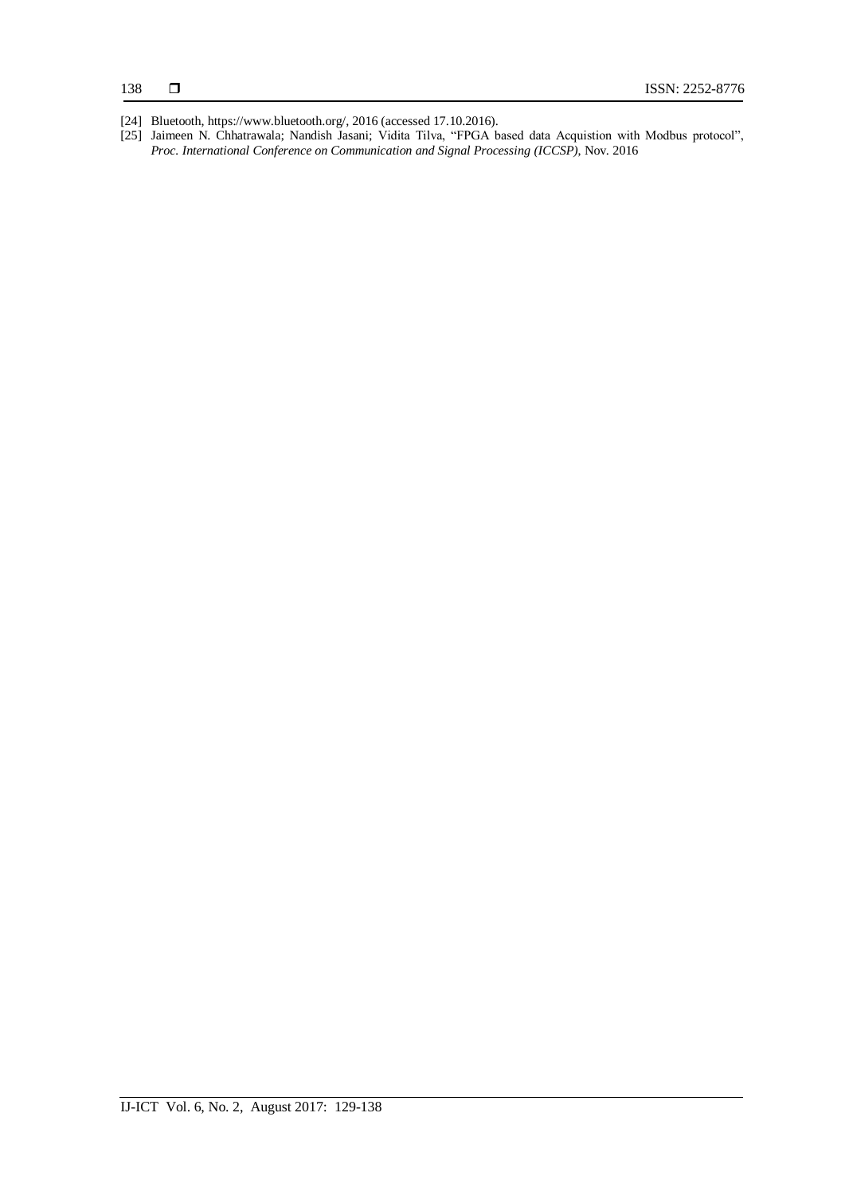[24] Bluetooth, https://www.bluetooth.org/, 2016 (accessed 17.10.2016).

[25] Jaimeen N. Chhatrawala; Nandish Jasani; Vidita Tilva, "FPGA based data Acquistion with Modbus protocol", *Proc. International Conference on Communication and Signal Processing (ICCSP)*, Nov. 2016